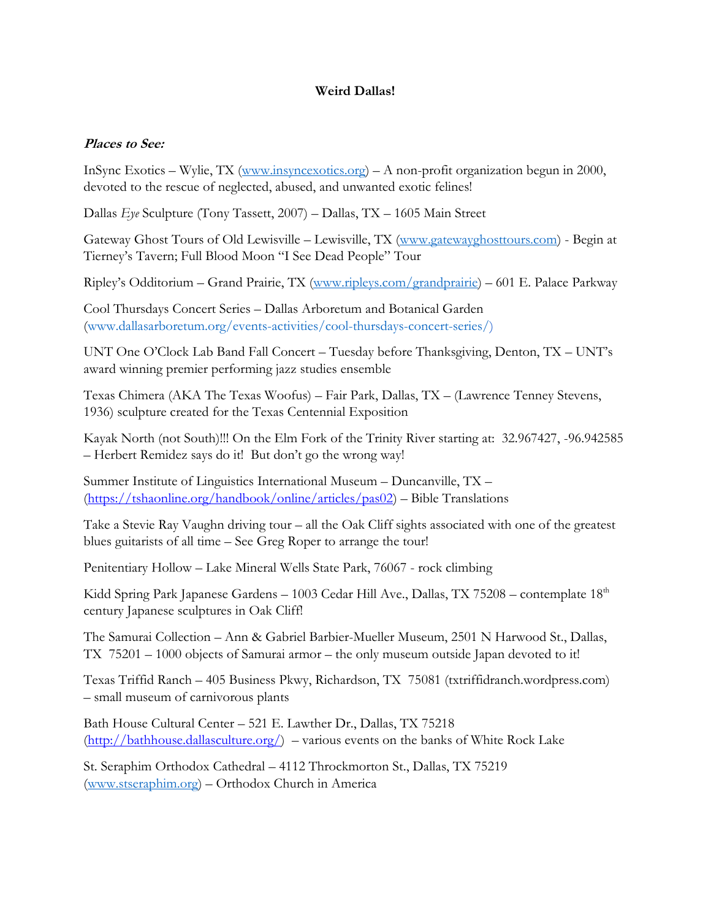**Weird Dallas!**

***Places to See:***

InSync Exotics – Wylie, TX (www.insyncexotics.org) – A non-profit organization begun in 2000, devoted to the rescue of neglected, abused, and unwanted exotic felines!

Dallas *Eye* Sculpture (Tony Tassett, 2007) – Dallas, TX – 1605 Main Street

Gateway Ghost Tours of Old Lewisville – Lewisville, TX (www.gatewayghosttours.com) - Begin at Tierney's Tavern; Full Blood Moon "I See Dead People" Tour

Ripley's Odditorium – Grand Prairie, TX (www.ripleys.com/grandprairie) – 601 E. Palace Parkway

Cool Thursdays Concert Series – Dallas Arboretum and Botanical Garden (www.dallasarboretum.org/events-activities/cool-thursdays-concert-series/)

UNT One O'Clock Lab Band Fall Concert – Tuesday before Thanksgiving, Denton, TX – UNT's award winning premier performing jazz studies ensemble

Texas Chimera (AKA The Texas Woofus) – Fair Park, Dallas, TX – (Lawrence Tenney Stevens, 1936) sculpture created for the Texas Centennial Exposition

Kayak North (not South)!!! On the Elm Fork of the Trinity River starting at: 32.967427, -96.942585 – Herbert Remidez says do it! But don't go the wrong way!

Summer Institute of Linguistics International Museum – Duncanville, TX – (https://tshaonline.org/handbook/online/articles/pas02) – Bible Translations

Take a Stevie Ray Vaughn driving tour – all the Oak Cliff sights associated with one of the greatest blues guitarists of all time – See Greg Roper to arrange the tour!

Penitentiary Hollow – Lake Mineral Wells State Park, 76067 - rock climbing

Kidd Spring Park Japanese Gardens – 1003 Cedar Hill Ave., Dallas, TX 75208 – contemplate 18th century Japanese sculptures in Oak Cliff!

The Samurai Collection – Ann & Gabriel Barbier-Mueller Museum, 2501 N Harwood St., Dallas, TX 75201 – 1000 objects of Samurai armor – the only museum outside Japan devoted to it!

Texas Triffid Ranch – 405 Business Pkwy, Richardson, TX 75081 (txtriffidranch.wordpress.com) – small museum of carnivorous plants

Bath House Cultural Center – 521 E. Lawther Dr., Dallas, TX 75218 (http://bathhouse.dallasculture.org/) – various events on the banks of White Rock Lake

St. Seraphim Orthodox Cathedral – 4112 Throckmorton St., Dallas, TX 75219 (www.stseraphim.org) – Orthodox Church in America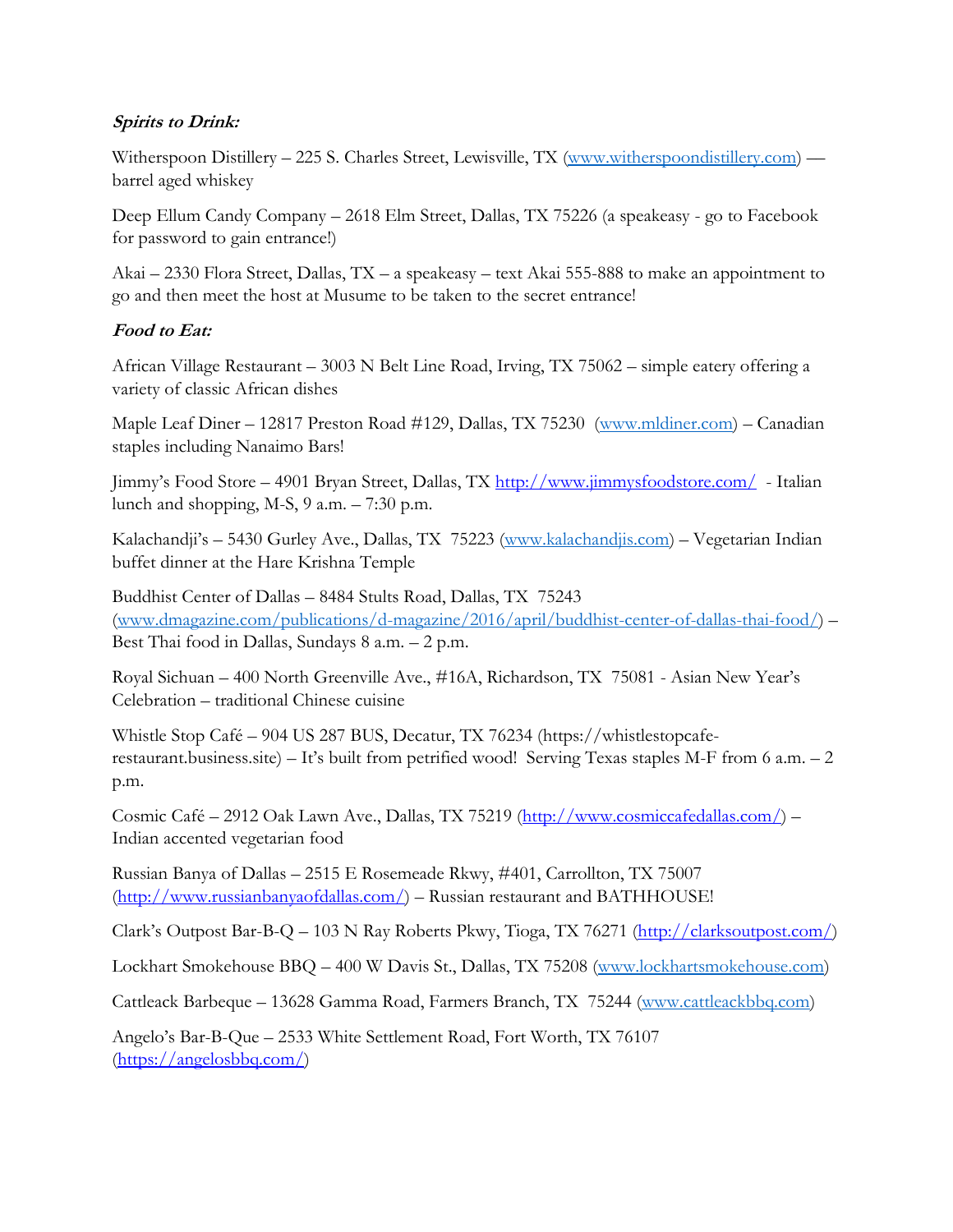***Spirits to Drink:***

Witherspoon Distillery – 225 S. Charles Street, Lewisville, TX (www.witherspoondistillery.com) — barrel aged whiskey

Deep Ellum Candy Company – 2618 Elm Street, Dallas, TX 75226 (a speakeasy - go to Facebook for password to gain entrance!)

Akai – 2330 Flora Street, Dallas, TX – a speakeasy – text Akai 555-888 to make an appointment to go and then meet the host at Musume to be taken to the secret entrance!

***Food to Eat:***

African Village Restaurant – 3003 N Belt Line Road, Irving, TX 75062 – simple eatery offering a variety of classic African dishes

Maple Leaf Diner – 12817 Preston Road #129, Dallas, TX 75230 (www.mldiner.com) – Canadian staples including Nanaimo Bars!

Jimmy's Food Store – 4901 Bryan Street, Dallas, TX http://www.jimmysfoodstore.com/ - Italian lunch and shopping, M-S, 9 a.m. – 7:30 p.m.

Kalachandji's – 5430 Gurley Ave., Dallas, TX 75223 (www.kalachandjis.com) – Vegetarian Indian buffet dinner at the Hare Krishna Temple

Buddhist Center of Dallas – 8484 Stults Road, Dallas, TX 75243 (www.dmagazine.com/publications/d-magazine/2016/april/buddhist-center-of-dallas-thai-food/) – Best Thai food in Dallas, Sundays 8 a.m. – 2 p.m.

Royal Sichuan – 400 North Greenville Ave., #16A, Richardson, TX 75081 - Asian New Year's Celebration – traditional Chinese cuisine

Whistle Stop Café – 904 US 287 BUS, Decatur, TX 76234 (https://whistlestopcafe-restaurant.business.site) – It's built from petrified wood! Serving Texas staples M-F from 6 a.m. – 2 p.m.

Cosmic Café – 2912 Oak Lawn Ave., Dallas, TX 75219 (http://www.cosmiccafedallas.com/) – Indian accented vegetarian food

Russian Banya of Dallas – 2515 E Rosemeade Rkwy, #401, Carrollton, TX 75007 (http://www.russianbanyaofdallas.com/) – Russian restaurant and BATHHOUSE!

Clark's Outpost Bar-B-Q – 103 N Ray Roberts Pkwy, Tioga, TX 76271 (http://clarksoutpost.com/)

Lockhart Smokehouse BBQ – 400 W Davis St., Dallas, TX 75208 (www.lockhartsmokehouse.com)

Cattleack Barbeque – 13628 Gamma Road, Farmers Branch, TX 75244 (www.cattleackbbq.com)

Angelo's Bar-B-Que – 2533 White Settlement Road, Fort Worth, TX 76107 (https://angelosbbq.com/)